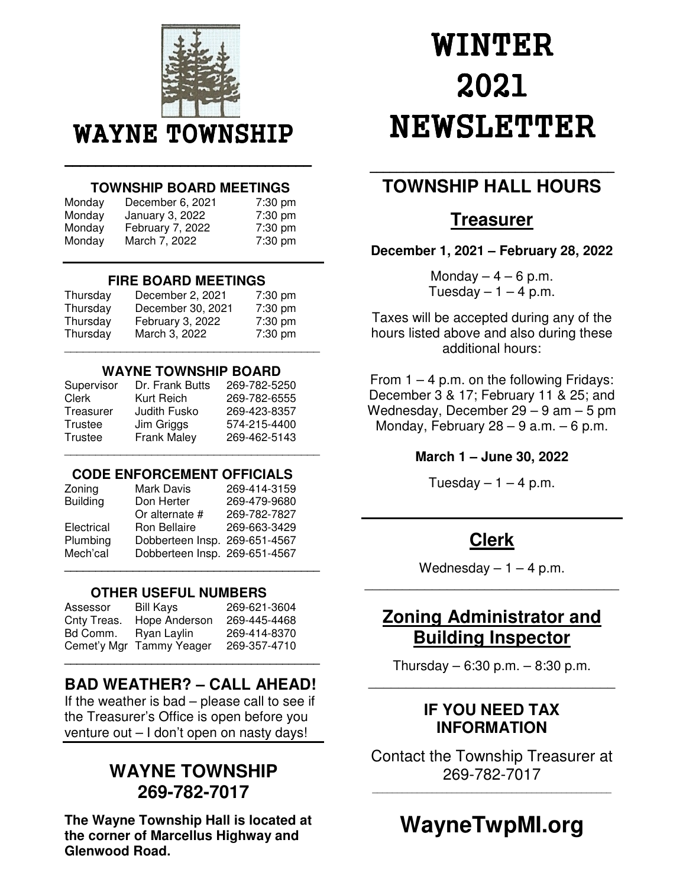# WAYNE TOWNSHIP

### TOWNSHIP BOARD MEETINGS

| | | |
|---|---|---|
| Monday | December 6, 2021 | 7:30 pm |
| Monday | January 3, 2022 | 7:30 pm |
| Monday | February 7, 2022 | 7:30 pm |
| Monday | March 7, 2022 | 7:30 pm |

### FIRE BOARD MEETINGS

| | | |
|---|---|---|
| Thursday | December 2, 2021 | 7:30 pm |
| Thursday | December 30, 2021 | 7:30 pm |
| Thursday | February 3, 2022 | 7:30 pm |
| Thursday | March 3, 2022 | 7:30 pm |

### WAYNE TOWNSHIP BOARD

| | | |
|---|---|---|
| Supervisor | Dr. Frank Butts | 269-782-5250 |
| Clerk | Kurt Reich | 269-782-6555 |
| Treasurer | Judith Fusko | 269-423-8357 |
| Trustee | Jim Griggs | 574-215-4400 |
| Trustee | Frank Maley | 269-462-5143 |

### CODE ENFORCEMENT OFFICIALS

| | | |
|---|---|---|
| Zoning | Mark Davis | 269-414-3159 |
| Building | Don Herter | 269-479-9680 |
| | Or alternate # | 269-782-7827 |
| Electrical | Ron Bellaire | 269-663-3429 |
| Plumbing | Dobberteen Insp. | 269-651-4567 |
| Mech'cal | Dobberteen Insp. | 269-651-4567 |

### OTHER USEFUL NUMBERS

| | | |
|---|---|---|
| Assessor | Bill Kays | 269-621-3604 |
| Cnty Treas. | Hope Anderson | 269-445-4468 |
| Bd Comm. | Ryan Laylin | 269-414-8370 |
| Cemet'y Mgr | Tammy Yeager | 269-357-4710 |

## BAD WEATHER? – CALL AHEAD!

If the weather is bad – please call to see if the Treasurer's Office is open before you venture out – I don't open on nasty days!

## WAYNE TOWNSHIP 269-782-7017

**The Wayne Township Hall is located at the corner of Marcellus Highway and Glenwood Road.**

# WINTER 2021 NEWSLETTER

## TOWNSHIP HALL HOURS

### Treasurer

**December 1, 2021 – February 28, 2022**

Monday – 4 – 6 p.m.
Tuesday – 1 – 4 p.m.

Taxes will be accepted during any of the hours listed above and also during these additional hours:

From 1 – 4 p.m. on the following Fridays: December 3 & 17; February 11 & 25; and Wednesday, December 29 – 9 am – 5 pm
Monday, February 28 – 9 a.m. – 6 p.m.

**March 1 – June 30, 2022**

Tuesday – 1 – 4 p.m.

### Clerk

Wednesday – 1 – 4 p.m.

### Zoning Administrator and Building Inspector

Thursday – 6:30 p.m. – 8:30 p.m.

### IF YOU NEED TAX INFORMATION

Contact the Township Treasurer at 269-782-7017

## WayneTwpMI.org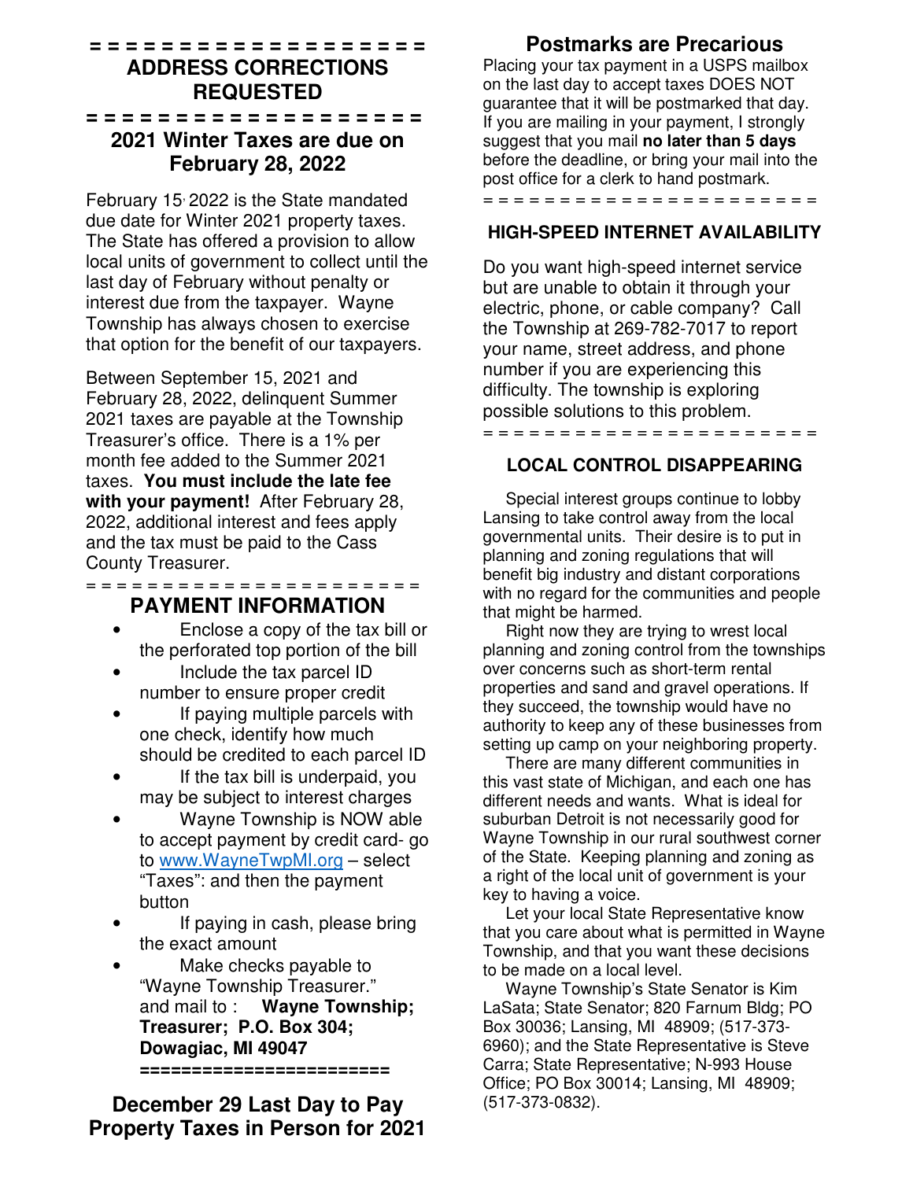= = = = = = = = = = = = = = = = = = =

## ADDRESS CORRECTIONS REQUESTED

= = = = = = = = = = = = = = = = = = =

## 2021 Winter Taxes are due on February 28, 2022

February 15, 2022 is the State mandated due date for Winter 2021 property taxes. The State has offered a provision to allow local units of government to collect until the last day of February without penalty or interest due from the taxpayer. Wayne Township has always chosen to exercise that option for the benefit of our taxpayers.

Between September 15, 2021 and February 28, 2022, delinquent Summer 2021 taxes are payable at the Township Treasurer's office. There is a 1% per month fee added to the Summer 2021 taxes. **You must include the late fee with your payment!** After February 28, 2022, additional interest and fees apply and the tax must be paid to the Cass County Treasurer.

= = = = = = = = = = = = = = = = = = = = =

## PAYMENT INFORMATION

- Enclose a copy of the tax bill or the perforated top portion of the bill
- Include the tax parcel ID number to ensure proper credit
- If paying multiple parcels with one check, identify how much should be credited to each parcel ID
- If the tax bill is underpaid, you may be subject to interest charges
- Wayne Township is NOW able to accept payment by credit card- go to www.WayneTwpMI.org – select "Taxes": and then the payment button
- If paying in cash, please bring the exact amount
- Make checks payable to "Wayne Township Treasurer." and mail to : **Wayne Township; Treasurer; P.O. Box 304; Dowagiac, MI 49047**

=======================

## December 29 Last Day to Pay Property Taxes in Person for 2021

## Postmarks are Precarious

Placing your tax payment in a USPS mailbox on the last day to accept taxes DOES NOT guarantee that it will be postmarked that day. If you are mailing in your payment, I strongly suggest that you mail **no later than 5 days** before the deadline, or bring your mail into the post office for a clerk to hand postmark.

= = = = = = = = = = = = = = = = = = = = =

## HIGH-SPEED INTERNET AVAILABILITY

Do you want high-speed internet service but are unable to obtain it through your electric, phone, or cable company? Call the Township at 269-782-7017 to report your name, street address, and phone number if you are experiencing this difficulty. The township is exploring possible solutions to this problem.

= = = = = = = = = = = = = = = = = = = = =

## LOCAL CONTROL DISAPPEARING

Special interest groups continue to lobby Lansing to take control away from the local governmental units. Their desire is to put in planning and zoning regulations that will benefit big industry and distant corporations with no regard for the communities and people that might be harmed.

Right now they are trying to wrest local planning and zoning control from the townships over concerns such as short-term rental properties and sand and gravel operations. If they succeed, the township would have no authority to keep any of these businesses from setting up camp on your neighboring property.

There are many different communities in this vast state of Michigan, and each one has different needs and wants. What is ideal for suburban Detroit is not necessarily good for Wayne Township in our rural southwest corner of the State. Keeping planning and zoning as a right of the local unit of government is your key to having a voice.

Let your local State Representative know that you care about what is permitted in Wayne Township, and that you want these decisions to be made on a local level.

Wayne Township's State Senator is Kim LaSata; State Senator; 820 Farnum Bldg; PO Box 30036; Lansing, MI 48909; (517-373-6960); and the State Representative is Steve Carra; State Representative; N-993 House Office; PO Box 30014; Lansing, MI 48909; (517-373-0832).